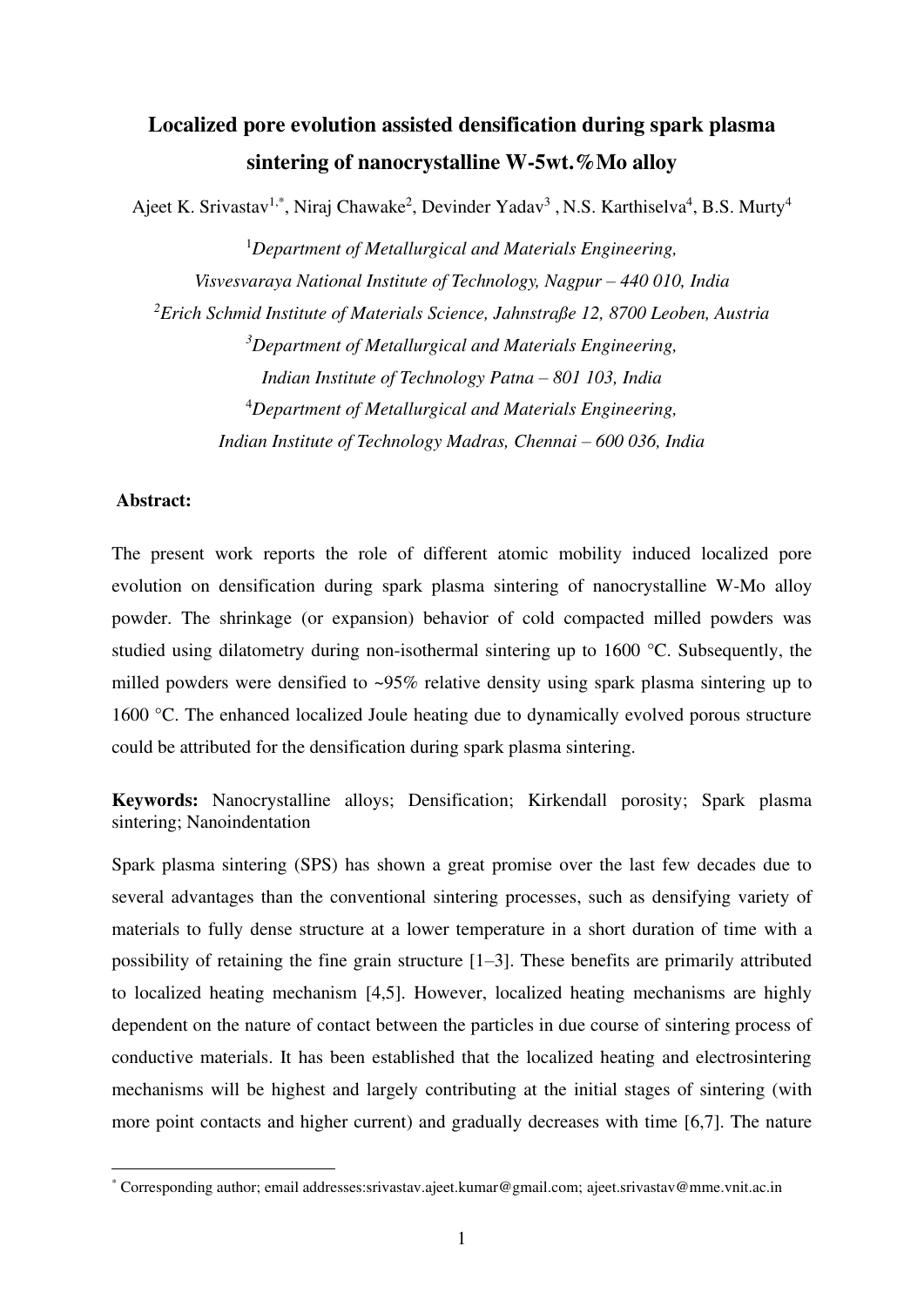# Localized pore evolution assisted densification during spark plasma sintering of nanocrystalline W-5wt.%Mo alloy

Ajeet K. Srivastav[1,*], Niraj Chawake[2], Devinder Yadav[3], N.S. Karthiselva[4], B.S. Murty[4]

[1]*Department of Metallurgical and Materials Engineering, Visvesvaraya National Institute of Technology, Nagpur – 440 010, India*

[2]*Erich Schmid Institute of Materials Science, Jahnstraße 12, 8700 Leoben, Austria*

[3]*Department of Metallurgical and Materials Engineering, Indian Institute of Technology Patna – 801 103, India*

[4]*Department of Metallurgical and Materials Engineering, Indian Institute of Technology Madras, Chennai – 600 036, India*

**Abstract:**

The present work reports the role of different atomic mobility induced localized pore evolution on densification during spark plasma sintering of nanocrystalline W-Mo alloy powder. The shrinkage (or expansion) behavior of cold compacted milled powders was studied using dilatometry during non-isothermal sintering up to 1600 °C. Subsequently, the milled powders were densified to ~95% relative density using spark plasma sintering up to 1600 °C. The enhanced localized Joule heating due to dynamically evolved porous structure could be attributed for the densification during spark plasma sintering.

**Keywords:** Nanocrystalline alloys; Densification; Kirkendall porosity; Spark plasma sintering; Nanoindentation

Spark plasma sintering (SPS) has shown a great promise over the last few decades due to several advantages than the conventional sintering processes, such as densifying variety of materials to fully dense structure at a lower temperature in a short duration of time with a possibility of retaining the fine grain structure [1–3]. These benefits are primarily attributed to localized heating mechanism [4,5]. However, localized heating mechanisms are highly dependent on the nature of contact between the particles in due course of sintering process of conductive materials. It has been established that the localized heating and electrosintering mechanisms will be highest and largely contributing at the initial stages of sintering (with more point contacts and higher current) and gradually decreases with time [6,7]. The nature

[*] Corresponding author; email addresses:srivastav.ajeet.kumar@gmail.com; ajeet.srivastav@mme.vnit.ac.in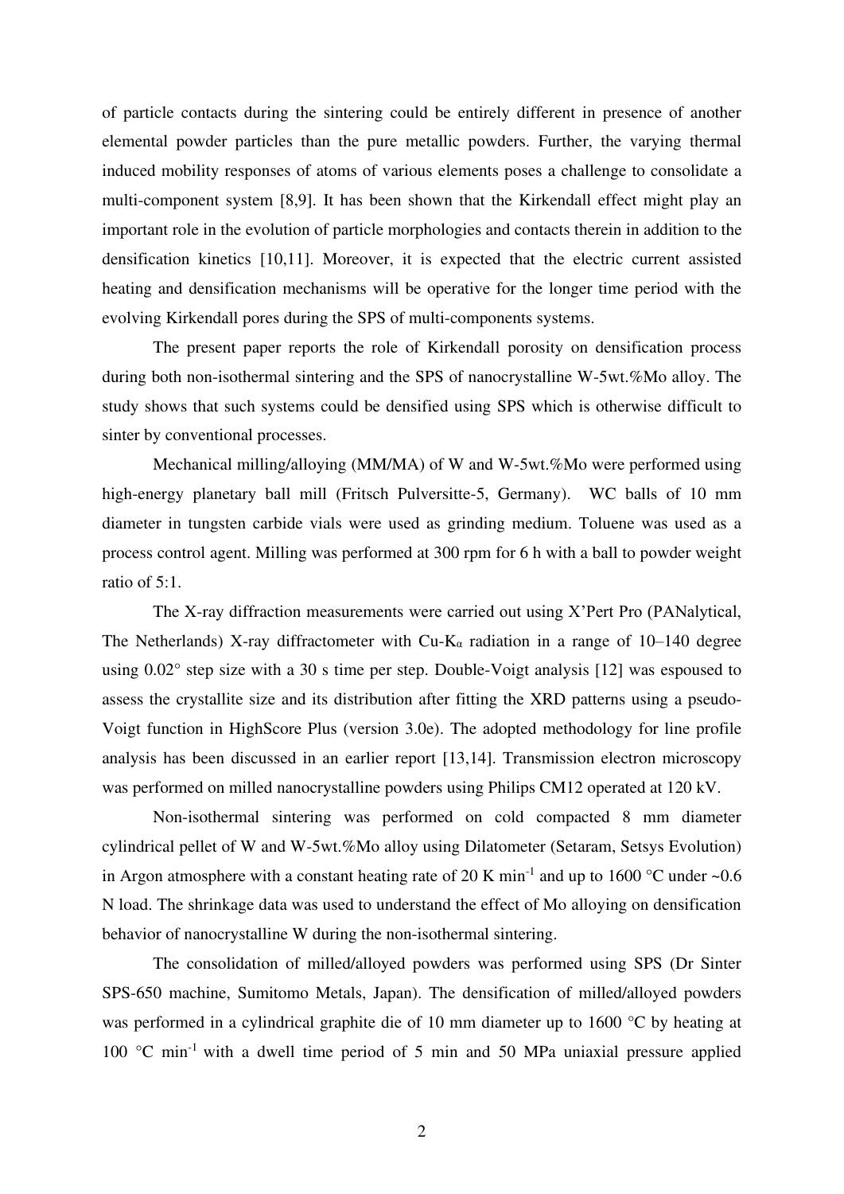of particle contacts during the sintering could be entirely different in presence of another elemental powder particles than the pure metallic powders. Further, the varying thermal induced mobility responses of atoms of various elements poses a challenge to consolidate a multi-component system [8,9]. It has been shown that the Kirkendall effect might play an important role in the evolution of particle morphologies and contacts therein in addition to the densification kinetics [10,11]. Moreover, it is expected that the electric current assisted heating and densification mechanisms will be operative for the longer time period with the evolving Kirkendall pores during the SPS of multi-components systems.

The present paper reports the role of Kirkendall porosity on densification process during both non-isothermal sintering and the SPS of nanocrystalline W-5wt.%Mo alloy. The study shows that such systems could be densified using SPS which is otherwise difficult to sinter by conventional processes.

Mechanical milling/alloying (MM/MA) of W and W-5wt.%Mo were performed using high-energy planetary ball mill (Fritsch Pulversitte-5, Germany). WC balls of 10 mm diameter in tungsten carbide vials were used as grinding medium. Toluene was used as a process control agent. Milling was performed at 300 rpm for 6 h with a ball to powder weight ratio of 5:1.

The X-ray diffraction measurements were carried out using X'Pert Pro (PANalytical, The Netherlands) X-ray diffractometer with Cu-$K_\alpha$ radiation in a range of 10–140 degree using 0.02° step size with a 30 s time per step. Double-Voigt analysis [12] was espoused to assess the crystallite size and its distribution after fitting the XRD patterns using a pseudo-Voigt function in HighScore Plus (version 3.0e). The adopted methodology for line profile analysis has been discussed in an earlier report [13,14]. Transmission electron microscopy was performed on milled nanocrystalline powders using Philips CM12 operated at 120 kV.

Non-isothermal sintering was performed on cold compacted 8 mm diameter cylindrical pellet of W and W-5wt.%Mo alloy using Dilatometer (Setaram, Setsys Evolution) in Argon atmosphere with a constant heating rate of 20 K min$^{-1}$ and up to 1600 °C under ~0.6 N load. The shrinkage data was used to understand the effect of Mo alloying on densification behavior of nanocrystalline W during the non-isothermal sintering.

The consolidation of milled/alloyed powders was performed using SPS (Dr Sinter SPS-650 machine, Sumitomo Metals, Japan). The densification of milled/alloyed powders was performed in a cylindrical graphite die of 10 mm diameter up to 1600 °C by heating at 100 °C min$^{-1}$ with a dwell time period of 5 min and 50 MPa uniaxial pressure applied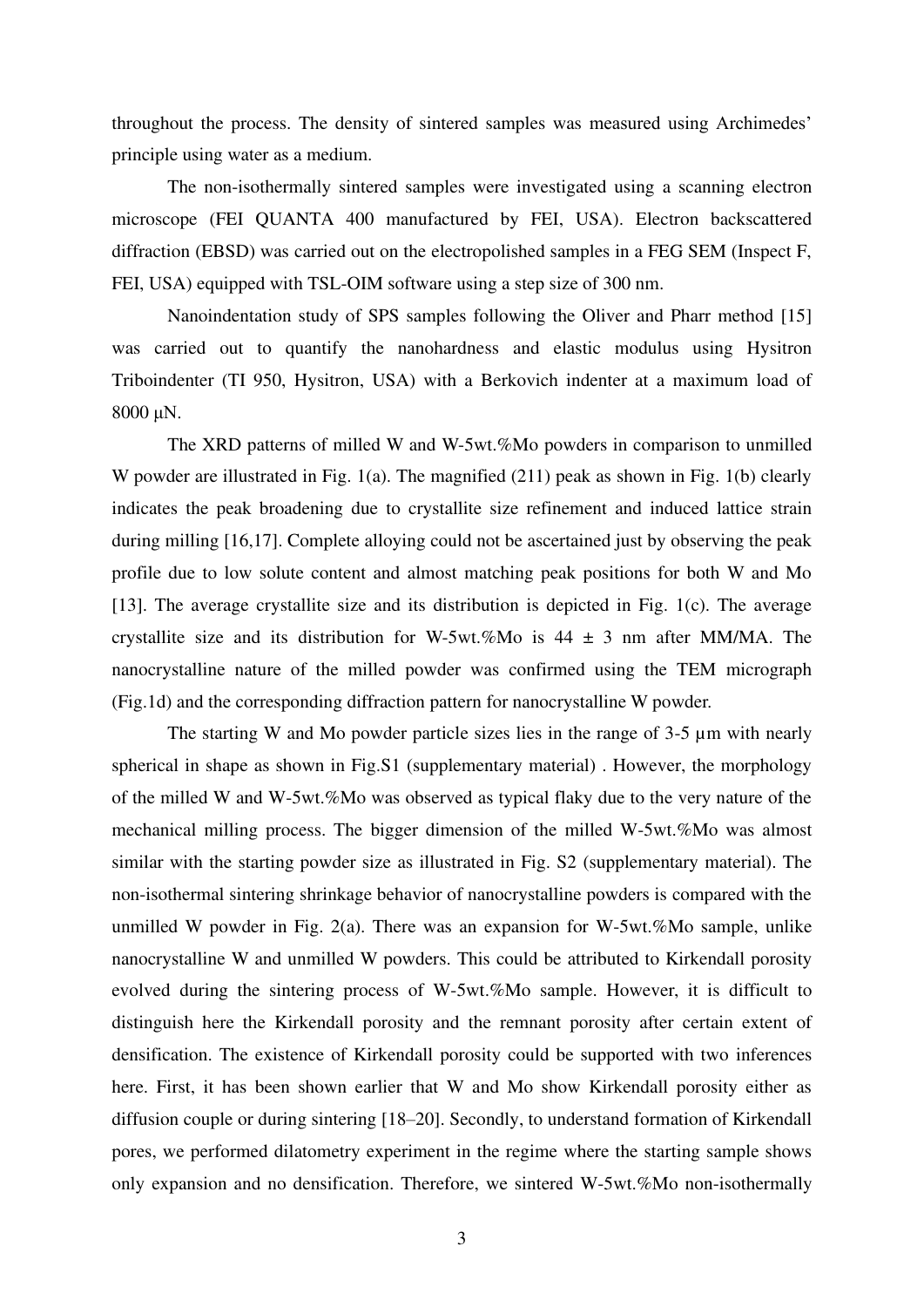throughout the process. The density of sintered samples was measured using Archimedes' principle using water as a medium.

The non-isothermally sintered samples were investigated using a scanning electron microscope (FEI QUANTA 400 manufactured by FEI, USA). Electron backscattered diffraction (EBSD) was carried out on the electropolished samples in a FEG SEM (Inspect F, FEI, USA) equipped with TSL-OIM software using a step size of 300 nm.

Nanoindentation study of SPS samples following the Oliver and Pharr method [15] was carried out to quantify the nanohardness and elastic modulus using Hysitron Triboindenter (TI 950, Hysitron, USA) with a Berkovich indenter at a maximum load of 8000 μN.

The XRD patterns of milled W and W-5wt.%Mo powders in comparison to unmilled W powder are illustrated in Fig. 1(a). The magnified (211) peak as shown in Fig. 1(b) clearly indicates the peak broadening due to crystallite size refinement and induced lattice strain during milling [16,17]. Complete alloying could not be ascertained just by observing the peak profile due to low solute content and almost matching peak positions for both W and Mo [13]. The average crystallite size and its distribution is depicted in Fig. 1(c). The average crystallite size and its distribution for W-5wt.%Mo is 44 ± 3 nm after MM/MA. The nanocrystalline nature of the milled powder was confirmed using the TEM micrograph (Fig.1d) and the corresponding diffraction pattern for nanocrystalline W powder.

The starting W and Mo powder particle sizes lies in the range of 3-5 µm with nearly spherical in shape as shown in Fig.S1 (supplementary material) . However, the morphology of the milled W and W-5wt.%Mo was observed as typical flaky due to the very nature of the mechanical milling process. The bigger dimension of the milled W-5wt.%Mo was almost similar with the starting powder size as illustrated in Fig. S2 (supplementary material). The non-isothermal sintering shrinkage behavior of nanocrystalline powders is compared with the unmilled W powder in Fig. 2(a). There was an expansion for W-5wt.%Mo sample, unlike nanocrystalline W and unmilled W powders. This could be attributed to Kirkendall porosity evolved during the sintering process of W-5wt.%Mo sample. However, it is difficult to distinguish here the Kirkendall porosity and the remnant porosity after certain extent of densification. The existence of Kirkendall porosity could be supported with two inferences here. First, it has been shown earlier that W and Mo show Kirkendall porosity either as diffusion couple or during sintering [18–20]. Secondly, to understand formation of Kirkendall pores, we performed dilatometry experiment in the regime where the starting sample shows only expansion and no densification. Therefore, we sintered W-5wt.%Mo non-isothermally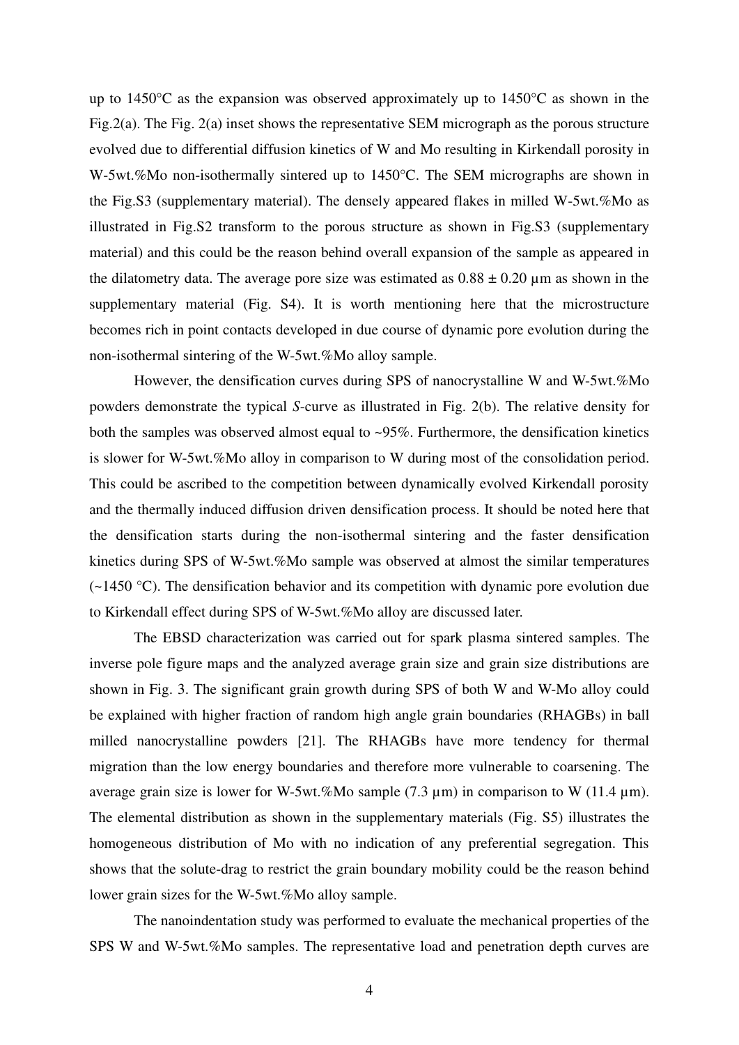up to 1450°C as the expansion was observed approximately up to 1450°C as shown in the Fig.2(a). The Fig. 2(a) inset shows the representative SEM micrograph as the porous structure evolved due to differential diffusion kinetics of W and Mo resulting in Kirkendall porosity in W-5wt.%Mo non-isothermally sintered up to 1450°C. The SEM micrographs are shown in the Fig.S3 (supplementary material). The densely appeared flakes in milled W-5wt.%Mo as illustrated in Fig.S2 transform to the porous structure as shown in Fig.S3 (supplementary material) and this could be the reason behind overall expansion of the sample as appeared in the dilatometry data. The average pore size was estimated as $0.88 \pm 0.20$ μm as shown in the supplementary material (Fig. S4). It is worth mentioning here that the microstructure becomes rich in point contacts developed in due course of dynamic pore evolution during the non-isothermal sintering of the W-5wt.%Mo alloy sample.

However, the densification curves during SPS of nanocrystalline W and W-5wt.%Mo powders demonstrate the typical *S*-curve as illustrated in Fig. 2(b). The relative density for both the samples was observed almost equal to ~95%. Furthermore, the densification kinetics is slower for W-5wt.%Mo alloy in comparison to W during most of the consolidation period. This could be ascribed to the competition between dynamically evolved Kirkendall porosity and the thermally induced diffusion driven densification process. It should be noted here that the densification starts during the non-isothermal sintering and the faster densification kinetics during SPS of W-5wt.%Mo sample was observed at almost the similar temperatures (~1450 °C). The densification behavior and its competition with dynamic pore evolution due to Kirkendall effect during SPS of W-5wt.%Mo alloy are discussed later.

The EBSD characterization was carried out for spark plasma sintered samples. The inverse pole figure maps and the analyzed average grain size and grain size distributions are shown in Fig. 3. The significant grain growth during SPS of both W and W-Mo alloy could be explained with higher fraction of random high angle grain boundaries (RHAGBs) in ball milled nanocrystalline powders [21]. The RHAGBs have more tendency for thermal migration than the low energy boundaries and therefore more vulnerable to coarsening. The average grain size is lower for W-5wt.%Mo sample (7.3 μm) in comparison to W (11.4 μm). The elemental distribution as shown in the supplementary materials (Fig. S5) illustrates the homogeneous distribution of Mo with no indication of any preferential segregation. This shows that the solute-drag to restrict the grain boundary mobility could be the reason behind lower grain sizes for the W-5wt.%Mo alloy sample.

The nanoindentation study was performed to evaluate the mechanical properties of the SPS W and W-5wt.%Mo samples. The representative load and penetration depth curves are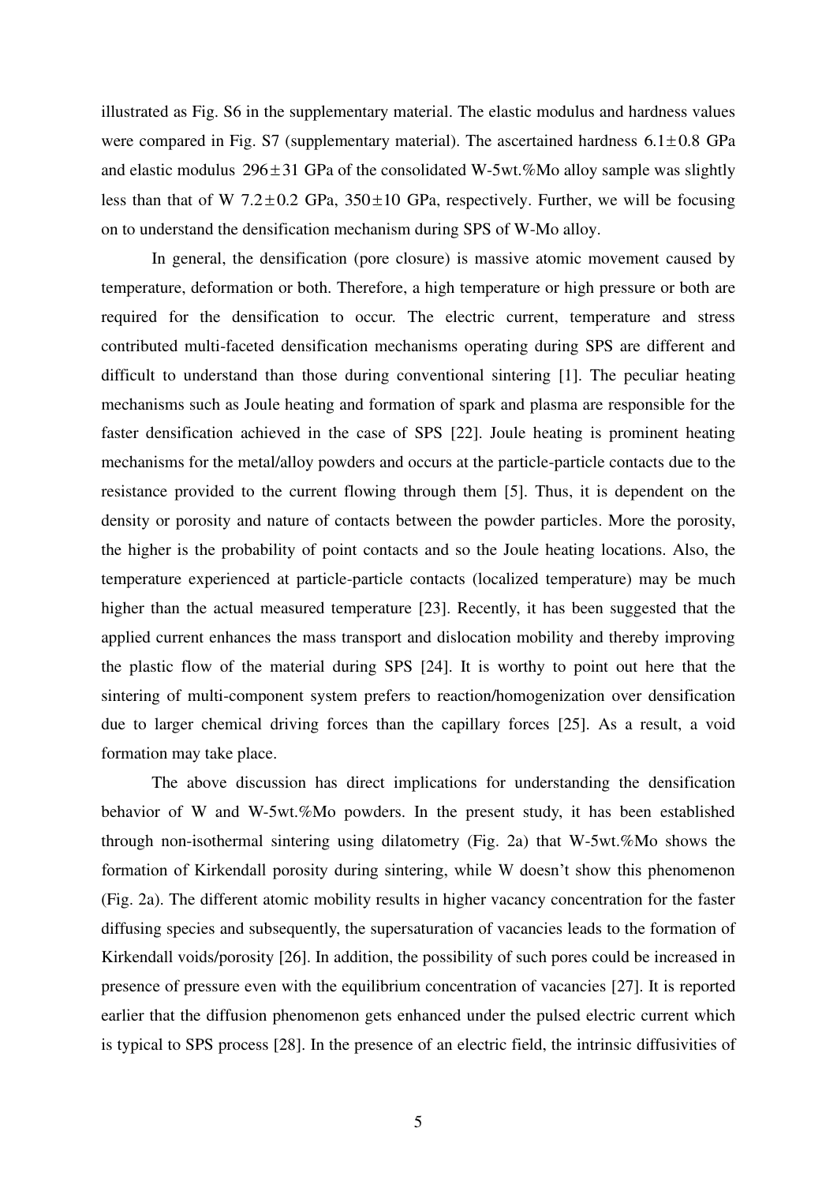illustrated as Fig. S6 in the supplementary material. The elastic modulus and hardness values were compared in Fig. S7 (supplementary material). The ascertained hardness $6.1\pm0.8$ GPa and elastic modulus $296\pm31$ GPa of the consolidated W-5wt.%Mo alloy sample was slightly less than that of W $7.2\pm0.2$ GPa, $350\pm10$ GPa, respectively. Further, we will be focusing on to understand the densification mechanism during SPS of W-Mo alloy.

In general, the densification (pore closure) is massive atomic movement caused by temperature, deformation or both. Therefore, a high temperature or high pressure or both are required for the densification to occur. The electric current, temperature and stress contributed multi-faceted densification mechanisms operating during SPS are different and difficult to understand than those during conventional sintering [1]. The peculiar heating mechanisms such as Joule heating and formation of spark and plasma are responsible for the faster densification achieved in the case of SPS [22]. Joule heating is prominent heating mechanisms for the metal/alloy powders and occurs at the particle-particle contacts due to the resistance provided to the current flowing through them [5]. Thus, it is dependent on the density or porosity and nature of contacts between the powder particles. More the porosity, the higher is the probability of point contacts and so the Joule heating locations. Also, the temperature experienced at particle-particle contacts (localized temperature) may be much higher than the actual measured temperature [23]. Recently, it has been suggested that the applied current enhances the mass transport and dislocation mobility and thereby improving the plastic flow of the material during SPS [24]. It is worthy to point out here that the sintering of multi-component system prefers to reaction/homogenization over densification due to larger chemical driving forces than the capillary forces [25]. As a result, a void formation may take place.

The above discussion has direct implications for understanding the densification behavior of W and W-5wt.%Mo powders. In the present study, it has been established through non-isothermal sintering using dilatometry (Fig. 2a) that W-5wt.%Mo shows the formation of Kirkendall porosity during sintering, while W doesn't show this phenomenon (Fig. 2a). The different atomic mobility results in higher vacancy concentration for the faster diffusing species and subsequently, the supersaturation of vacancies leads to the formation of Kirkendall voids/porosity [26]. In addition, the possibility of such pores could be increased in presence of pressure even with the equilibrium concentration of vacancies [27]. It is reported earlier that the diffusion phenomenon gets enhanced under the pulsed electric current which is typical to SPS process [28]. In the presence of an electric field, the intrinsic diffusivities of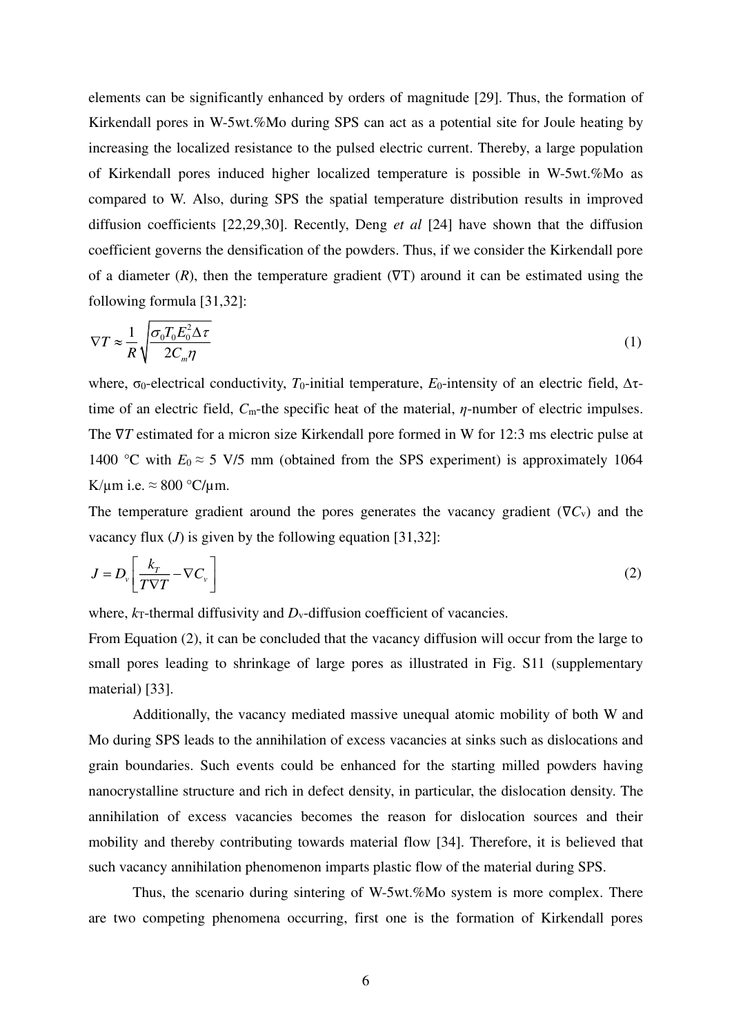elements can be significantly enhanced by orders of magnitude [29]. Thus, the formation of Kirkendall pores in W-5wt.%Mo during SPS can act as a potential site for Joule heating by increasing the localized resistance to the pulsed electric current. Thereby, a large population of Kirkendall pores induced higher localized temperature is possible in W-5wt.%Mo as compared to W. Also, during SPS the spatial temperature distribution results in improved diffusion coefficients [22,29,30]. Recently, Deng *et al* [24] have shown that the diffusion coefficient governs the densification of the powders. Thus, if we consider the Kirkendall pore of a diameter ($R$), then the temperature gradient ($\nabla T$) around it can be estimated using the following formula [31,32]:

$$\nabla T \approx \frac{1}{R}\sqrt{\frac{\sigma_0 T_0 E_0^2 \Delta\tau}{2C_m \eta}} \tag{1}$$

where, $\sigma_0$-electrical conductivity, $T_0$-initial temperature, $E_0$-intensity of an electric field, $\Delta\tau$-time of an electric field, $C_m$-the specific heat of the material, $\eta$-number of electric impulses. The $\nabla T$ estimated for a micron size Kirkendall pore formed in W for 12:3 ms electric pulse at 1400 °C with $E_0 \approx$ 5 V/5 mm (obtained from the SPS experiment) is approximately 1064 K/μm i.e. ≈ 800 °C/μm.

The temperature gradient around the pores generates the vacancy gradient ($\nabla C_v$) and the vacancy flux ($J$) is given by the following equation [31,32]:

$$J = D_v\left[\frac{k_T}{T\nabla T} - \nabla C_v\right] \tag{2}$$

where, $k_T$-thermal diffusivity and $D_v$-diffusion coefficient of vacancies.

From Equation (2), it can be concluded that the vacancy diffusion will occur from the large to small pores leading to shrinkage of large pores as illustrated in Fig. S11 (supplementary material) [33].

Additionally, the vacancy mediated massive unequal atomic mobility of both W and Mo during SPS leads to the annihilation of excess vacancies at sinks such as dislocations and grain boundaries. Such events could be enhanced for the starting milled powders having nanocrystalline structure and rich in defect density, in particular, the dislocation density. The annihilation of excess vacancies becomes the reason for dislocation sources and their mobility and thereby contributing towards material flow [34]. Therefore, it is believed that such vacancy annihilation phenomenon imparts plastic flow of the material during SPS.

Thus, the scenario during sintering of W-5wt.%Mo system is more complex. There are two competing phenomena occurring, first one is the formation of Kirkendall pores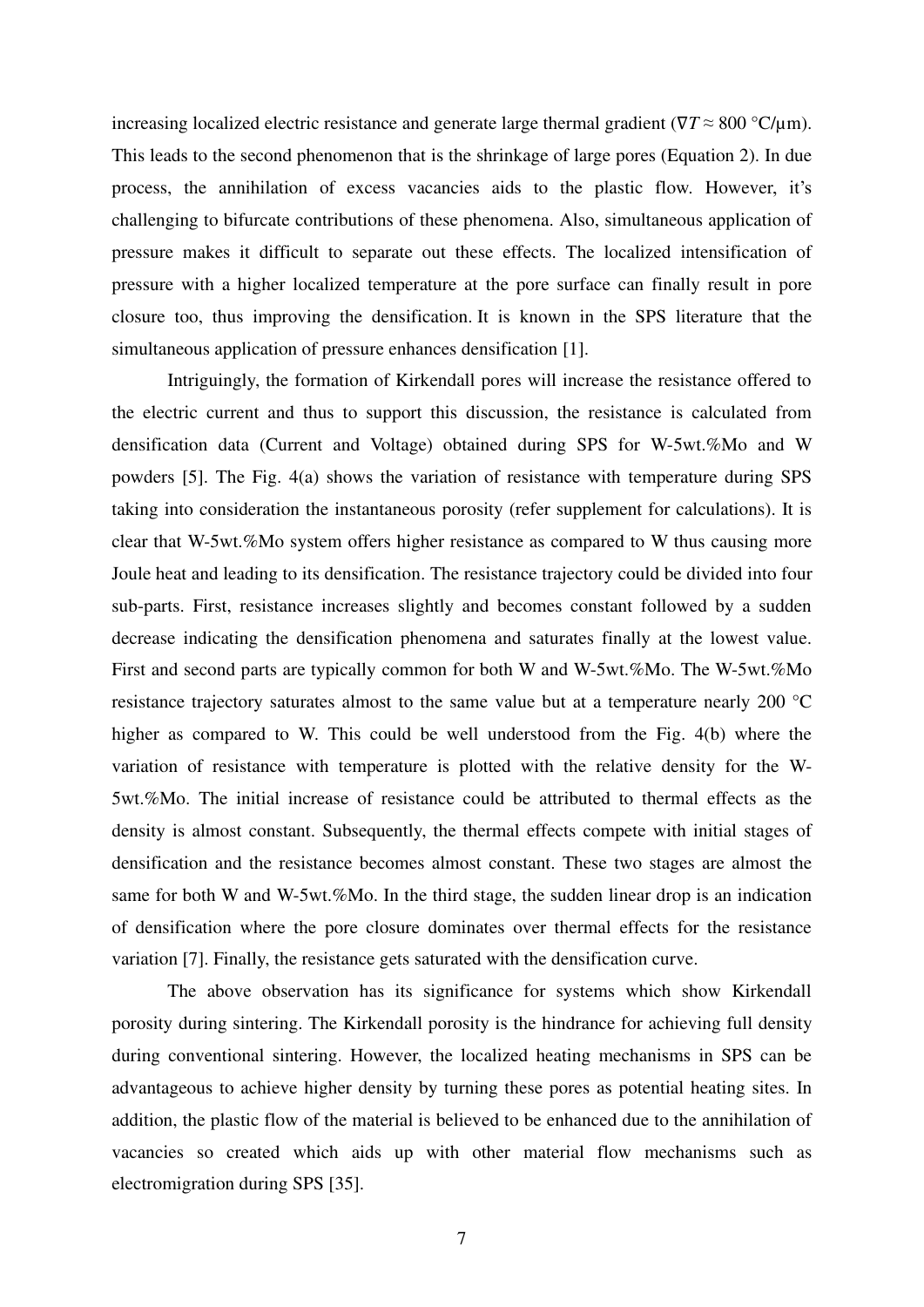increasing localized electric resistance and generate large thermal gradient ($\nabla T \approx 800$ °C/μm). This leads to the second phenomenon that is the shrinkage of large pores (Equation 2). In due process, the annihilation of excess vacancies aids to the plastic flow. However, it's challenging to bifurcate contributions of these phenomena. Also, simultaneous application of pressure makes it difficult to separate out these effects. The localized intensification of pressure with a higher localized temperature at the pore surface can finally result in pore closure too, thus improving the densification. It is known in the SPS literature that the simultaneous application of pressure enhances densification [1].

Intriguingly, the formation of Kirkendall pores will increase the resistance offered to the electric current and thus to support this discussion, the resistance is calculated from densification data (Current and Voltage) obtained during SPS for W-5wt.%Mo and W powders [5]. The Fig. 4(a) shows the variation of resistance with temperature during SPS taking into consideration the instantaneous porosity (refer supplement for calculations). It is clear that W-5wt.%Mo system offers higher resistance as compared to W thus causing more Joule heat and leading to its densification. The resistance trajectory could be divided into four sub-parts. First, resistance increases slightly and becomes constant followed by a sudden decrease indicating the densification phenomena and saturates finally at the lowest value. First and second parts are typically common for both W and W-5wt.%Mo. The W-5wt.%Mo resistance trajectory saturates almost to the same value but at a temperature nearly 200 °C higher as compared to W. This could be well understood from the Fig. 4(b) where the variation of resistance with temperature is plotted with the relative density for the W-5wt.%Mo. The initial increase of resistance could be attributed to thermal effects as the density is almost constant. Subsequently, the thermal effects compete with initial stages of densification and the resistance becomes almost constant. These two stages are almost the same for both W and W-5wt.%Mo. In the third stage, the sudden linear drop is an indication of densification where the pore closure dominates over thermal effects for the resistance variation [7]. Finally, the resistance gets saturated with the densification curve.

The above observation has its significance for systems which show Kirkendall porosity during sintering. The Kirkendall porosity is the hindrance for achieving full density during conventional sintering. However, the localized heating mechanisms in SPS can be advantageous to achieve higher density by turning these pores as potential heating sites. In addition, the plastic flow of the material is believed to be enhanced due to the annihilation of vacancies so created which aids up with other material flow mechanisms such as electromigration during SPS [35].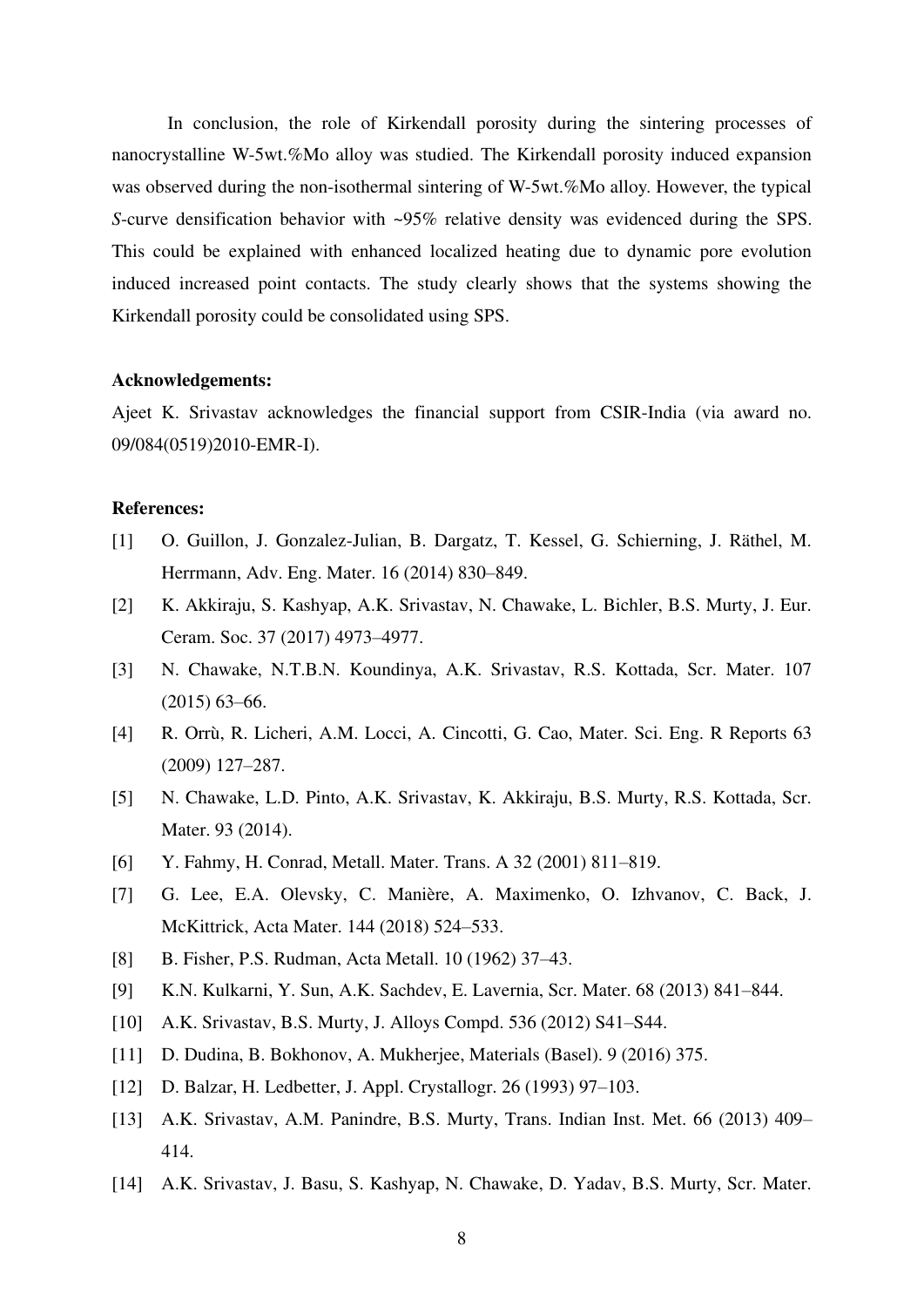In conclusion, the role of Kirkendall porosity during the sintering processes of nanocrystalline W-5wt.%Mo alloy was studied. The Kirkendall porosity induced expansion was observed during the non-isothermal sintering of W-5wt.%Mo alloy. However, the typical *S*-curve densification behavior with ~95% relative density was evidenced during the SPS. This could be explained with enhanced localized heating due to dynamic pore evolution induced increased point contacts. The study clearly shows that the systems showing the Kirkendall porosity could be consolidated using SPS.

**Acknowledgements:**

Ajeet K. Srivastav acknowledges the financial support from CSIR-India (via award no. 09/084(0519)2010-EMR-I).

**References:**

[1] O. Guillon, J. Gonzalez-Julian, B. Dargatz, T. Kessel, G. Schierning, J. Räthel, M. Herrmann, Adv. Eng. Mater. 16 (2014) 830–849.

[2] K. Akkiraju, S. Kashyap, A.K. Srivastav, N. Chawake, L. Bichler, B.S. Murty, J. Eur. Ceram. Soc. 37 (2017) 4973–4977.

[3] N. Chawake, N.T.B.N. Koundinya, A.K. Srivastav, R.S. Kottada, Scr. Mater. 107 (2015) 63–66.

[4] R. Orrù, R. Licheri, A.M. Locci, A. Cincotti, G. Cao, Mater. Sci. Eng. R Reports 63 (2009) 127–287.

[5] N. Chawake, L.D. Pinto, A.K. Srivastav, K. Akkiraju, B.S. Murty, R.S. Kottada, Scr. Mater. 93 (2014).

[6] Y. Fahmy, H. Conrad, Metall. Mater. Trans. A 32 (2001) 811–819.

[7] G. Lee, E.A. Olevsky, C. Manière, A. Maximenko, O. Izhvanov, C. Back, J. McKittrick, Acta Mater. 144 (2018) 524–533.

[8] B. Fisher, P.S. Rudman, Acta Metall. 10 (1962) 37–43.

[9] K.N. Kulkarni, Y. Sun, A.K. Sachdev, E. Lavernia, Scr. Mater. 68 (2013) 841–844.

[10] A.K. Srivastav, B.S. Murty, J. Alloys Compd. 536 (2012) S41–S44.

[11] D. Dudina, B. Bokhonov, A. Mukherjee, Materials (Basel). 9 (2016) 375.

[12] D. Balzar, H. Ledbetter, J. Appl. Crystallogr. 26 (1993) 97–103.

[13] A.K. Srivastav, A.M. Panindre, B.S. Murty, Trans. Indian Inst. Met. 66 (2013) 409–414.

[14] A.K. Srivastav, J. Basu, S. Kashyap, N. Chawake, D. Yadav, B.S. Murty, Scr. Mater.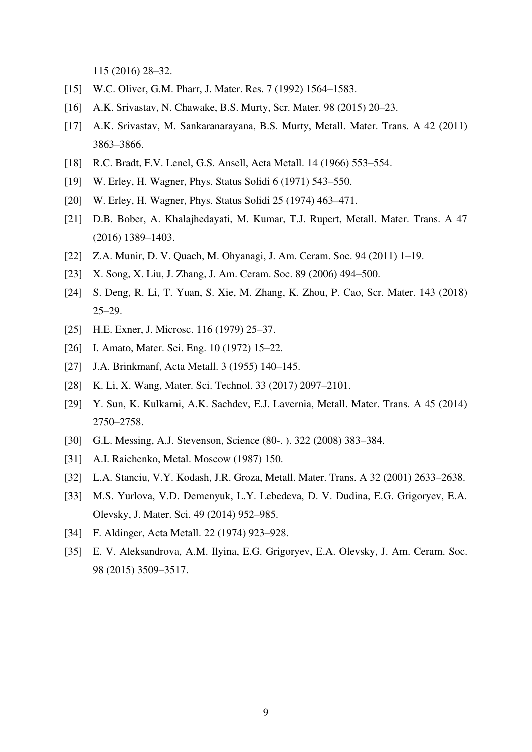115 (2016) 28–32.

[15] W.C. Oliver, G.M. Pharr, J. Mater. Res. 7 (1992) 1564–1583.

[16] A.K. Srivastav, N. Chawake, B.S. Murty, Scr. Mater. 98 (2015) 20–23.

[17] A.K. Srivastav, M. Sankaranarayana, B.S. Murty, Metall. Mater. Trans. A 42 (2011) 3863–3866.

[18] R.C. Bradt, F.V. Lenel, G.S. Ansell, Acta Metall. 14 (1966) 553–554.

[19] W. Erley, H. Wagner, Phys. Status Solidi 6 (1971) 543–550.

[20] W. Erley, H. Wagner, Phys. Status Solidi 25 (1974) 463–471.

[21] D.B. Bober, A. Khalajhedayati, M. Kumar, T.J. Rupert, Metall. Mater. Trans. A 47 (2016) 1389–1403.

[22] Z.A. Munir, D. V. Quach, M. Ohyanagi, J. Am. Ceram. Soc. 94 (2011) 1–19.

[23] X. Song, X. Liu, J. Zhang, J. Am. Ceram. Soc. 89 (2006) 494–500.

[24] S. Deng, R. Li, T. Yuan, S. Xie, M. Zhang, K. Zhou, P. Cao, Scr. Mater. 143 (2018) 25–29.

[25] H.E. Exner, J. Microsc. 116 (1979) 25–37.

[26] I. Amato, Mater. Sci. Eng. 10 (1972) 15–22.

[27] J.A. Brinkmanf, Acta Metall. 3 (1955) 140–145.

[28] K. Li, X. Wang, Mater. Sci. Technol. 33 (2017) 2097–2101.

[29] Y. Sun, K. Kulkarni, A.K. Sachdev, E.J. Lavernia, Metall. Mater. Trans. A 45 (2014) 2750–2758.

[30] G.L. Messing, A.J. Stevenson, Science (80-. ). 322 (2008) 383–384.

[31] A.I. Raichenko, Metal. Moscow (1987) 150.

[32] L.A. Stanciu, V.Y. Kodash, J.R. Groza, Metall. Mater. Trans. A 32 (2001) 2633–2638.

[33] M.S. Yurlova, V.D. Demenyuk, L.Y. Lebedeva, D. V. Dudina, E.G. Grigoryev, E.A. Olevsky, J. Mater. Sci. 49 (2014) 952–985.

[34] F. Aldinger, Acta Metall. 22 (1974) 923–928.

[35] E. V. Aleksandrova, A.M. Ilyina, E.G. Grigoryev, E.A. Olevsky, J. Am. Ceram. Soc. 98 (2015) 3509–3517.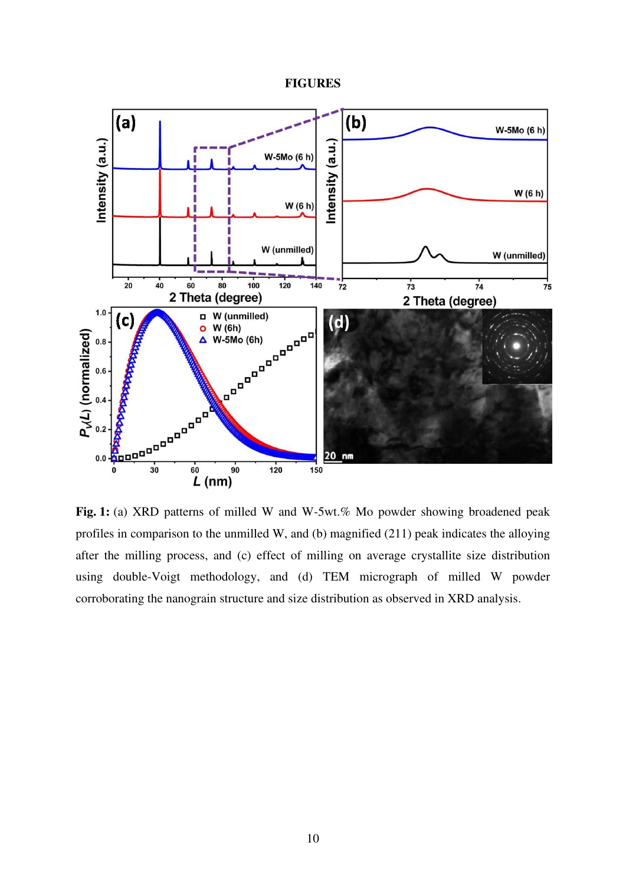# FIGURES

**Fig. 1:** (a) XRD patterns of milled W and W-5wt.% Mo powder showing broadened peak profiles in comparison to the unmilled W, and (b) magnified (211) peak indicates the alloying after the milling process, and (c) effect of milling on average crystallite size distribution using double-Voigt methodology, and (d) TEM micrograph of milled W powder corroborating the nanograin structure and size distribution as observed in XRD analysis.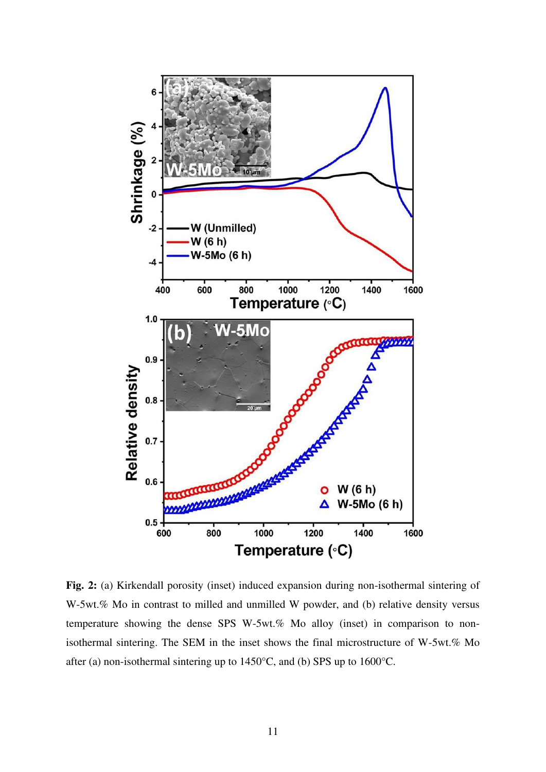**Fig. 2:** (a) Kirkendall porosity (inset) induced expansion during non-isothermal sintering of W-5wt.% Mo in contrast to milled and unmilled W powder, and (b) relative density versus temperature showing the dense SPS W-5wt.% Mo alloy (inset) in comparison to non-isothermal sintering. The SEM in the inset shows the final microstructure of W-5wt.% Mo after (a) non-isothermal sintering up to 1450°C, and (b) SPS up to 1600°C.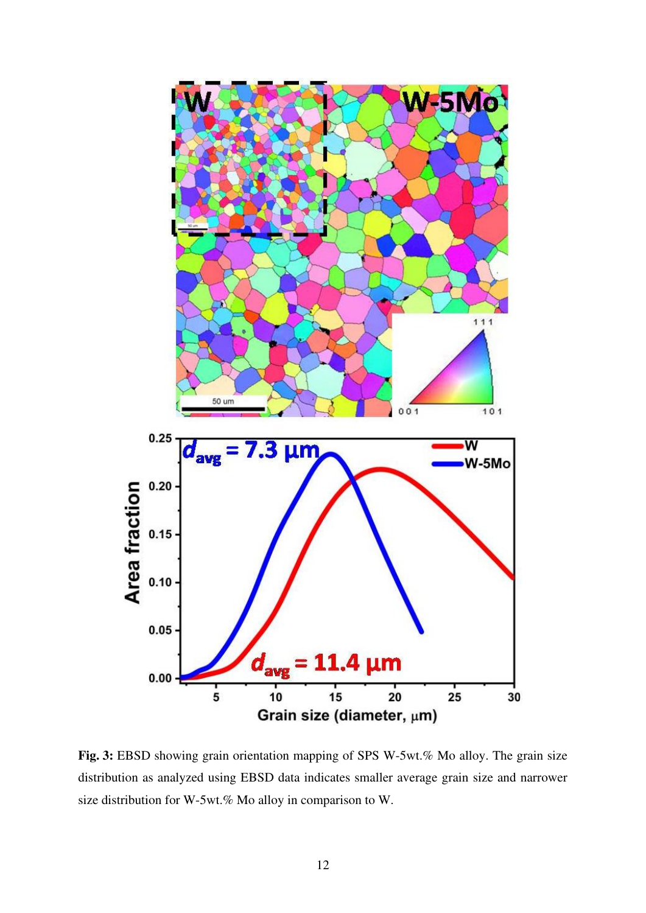**Fig. 3:** EBSD showing grain orientation mapping of SPS W-5wt.% Mo alloy. The grain size distribution as analyzed using EBSD data indicates smaller average grain size and narrower size distribution for W-5wt.% Mo alloy in comparison to W.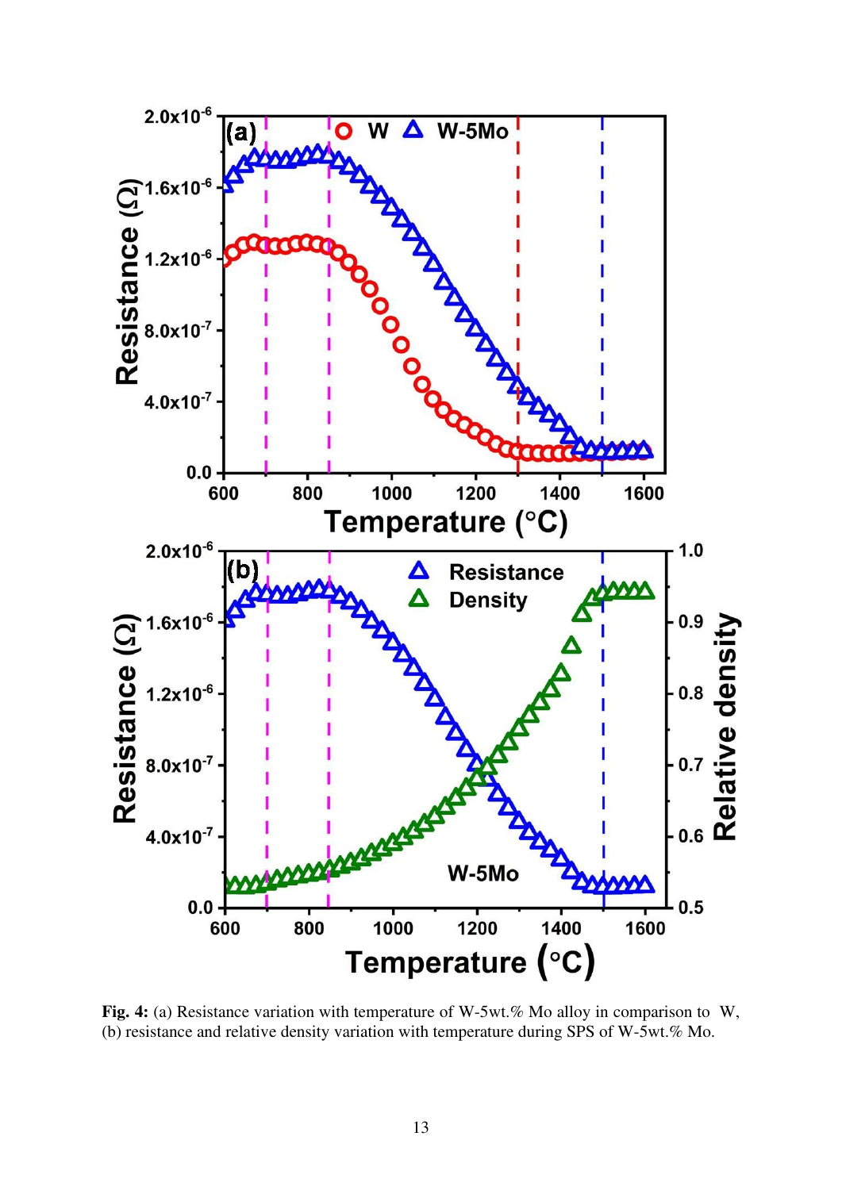(a)

W

W-5Mo

Resistance (Ω)

2.0x10⁻⁶

1.6x10⁻⁶

1.2x10⁻⁶

8.0x10⁻⁷

4.0x10⁻⁷

0.0

600 800 1000 1200 1400 1600

Temperature (°C)

(b)

Resistance

Density

W-5Mo

Resistance (Ω)

Relative density

1.0 0.9 0.8 0.7 0.6 0.5

Temperature (°C)

**Fig. 4:** (a) Resistance variation with temperature of W-5wt.% Mo alloy in comparison to W, (b) resistance and relative density variation with temperature during SPS of W-5wt.% Mo.